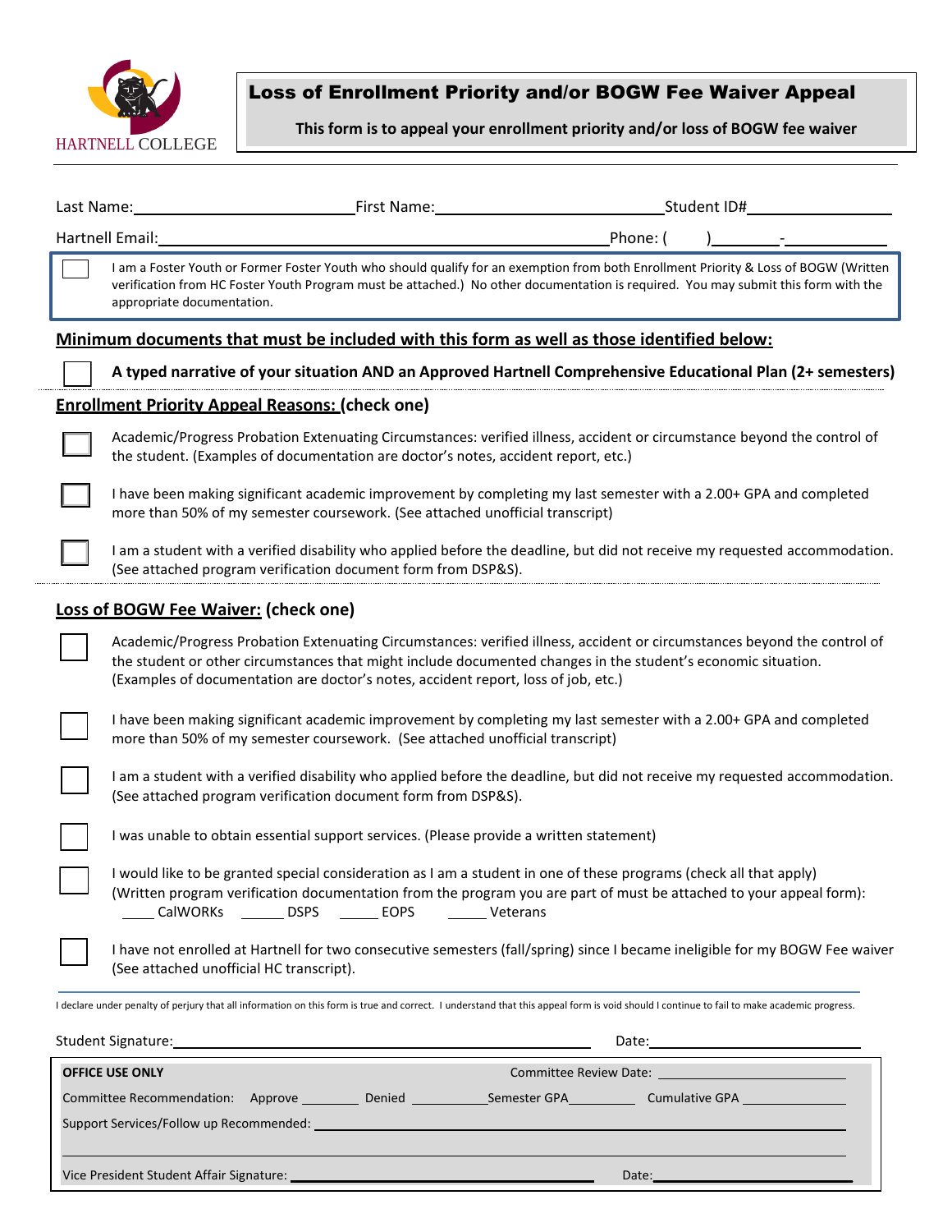HARTNELL COLLEGE

# Loss of Enrollment Priority and/or BOGW Fee Waiver Appeal

**This form is to appeal your enrollment priority and/or loss of BOGW fee waiver**

Last Name:\_\_\_\_\_\_\_\_\_\_\_\_\_\_\_\_\_\_\_\_ First Name:\_\_\_\_\_\_\_\_\_\_\_\_\_\_\_\_\_\_\_\_ Student ID#\_\_\_\_\_\_\_\_\_\_\_\_\_\_\_

Hartnell Email:\_\_\_\_\_\_\_\_\_\_\_\_\_\_\_\_\_\_\_\_\_\_\_\_\_\_\_\_\_\_\_\_\_\_\_\_\_\_\_\_ Phone: (     )\_\_\_\_\_\_\_-\_\_\_\_\_\_\_\_\_\_

☐ I am a Foster Youth or Former Foster Youth who should qualify for an exemption from both Enrollment Priority & Loss of BOGW (Written verification from HC Foster Youth Program must be attached.) No other documentation is required. You may submit this form with the appropriate documentation.

## Minimum documents that must be included with this form as well as those identified below:

☐ **A typed narrative of your situation AND an Approved Hartnell Comprehensive Educational Plan (2+ semesters)**

## Enrollment Priority Appeal Reasons: (check one)

☐ Academic/Progress Probation Extenuating Circumstances: verified illness, accident or circumstance beyond the control of the student. (Examples of documentation are doctor's notes, accident report, etc.)

☐ I have been making significant academic improvement by completing my last semester with a 2.00+ GPA and completed more than 50% of my semester coursework. (See attached unofficial transcript)

☐ I am a student with a verified disability who applied before the deadline, but did not receive my requested accommodation. (See attached program verification document form from DSP&S).

## Loss of BOGW Fee Waiver: (check one)

☐ Academic/Progress Probation Extenuating Circumstances: verified illness, accident or circumstances beyond the control of the student or other circumstances that might include documented changes in the student's economic situation. (Examples of documentation are doctor's notes, accident report, loss of job, etc.)

☐ I have been making significant academic improvement by completing my last semester with a 2.00+ GPA and completed more than 50% of my semester coursework. (See attached unofficial transcript)

☐ I am a student with a verified disability who applied before the deadline, but did not receive my requested accommodation. (See attached program verification document form from DSP&S).

☐ I was unable to obtain essential support services. (Please provide a written statement)

☐ I would like to be granted special consideration as I am a student in one of these programs (check all that apply) (Written program verification documentation from the program you are part of must be attached to your appeal form):
\_\_\_\_ CalWORKs   \_\_\_\_ DSPS   \_\_\_\_ EOPS   \_\_\_\_ Veterans

☐ I have not enrolled at Hartnell for two consecutive semesters (fall/spring) since I became ineligible for my BOGW Fee waiver (See attached unofficial HC transcript).

I declare under penalty of perjury that all information on this form is true and correct. I understand that this appeal form is void should I continue to fail to make academic progress.

Student Signature:\_\_\_\_\_\_\_\_\_\_\_\_\_\_\_\_\_\_\_\_\_\_\_\_\_\_\_\_\_\_\_\_\_\_\_\_\_\_\_\_ Date:\_\_\_\_\_\_\_\_\_\_\_\_\_\_\_\_\_\_\_\_

**OFFICE USE ONLY** Committee Review Date: \_\_\_\_\_\_\_\_\_\_\_\_\_\_\_\_\_\_\_\_

Committee Recommendation: Approve \_\_\_\_\_\_\_ Denied \_\_\_\_\_\_\_\_\_ Semester GPA\_\_\_\_\_\_\_\_ Cumulative GPA \_\_\_\_\_\_\_\_\_\_\_\_

Support Services/Follow up Recommended: \_\_\_\_\_\_\_\_\_\_\_\_\_\_\_\_\_\_\_\_\_\_\_\_\_\_\_\_\_\_\_\_\_\_\_\_\_\_\_\_\_\_\_\_\_\_\_\_\_\_

Vice President Student Affair Signature: \_\_\_\_\_\_\_\_\_\_\_\_\_\_\_\_\_\_\_\_\_\_\_\_\_\_\_\_\_\_\_\_ Date:\_\_\_\_\_\_\_\_\_\_\_\_\_\_\_\_\_\_\_\_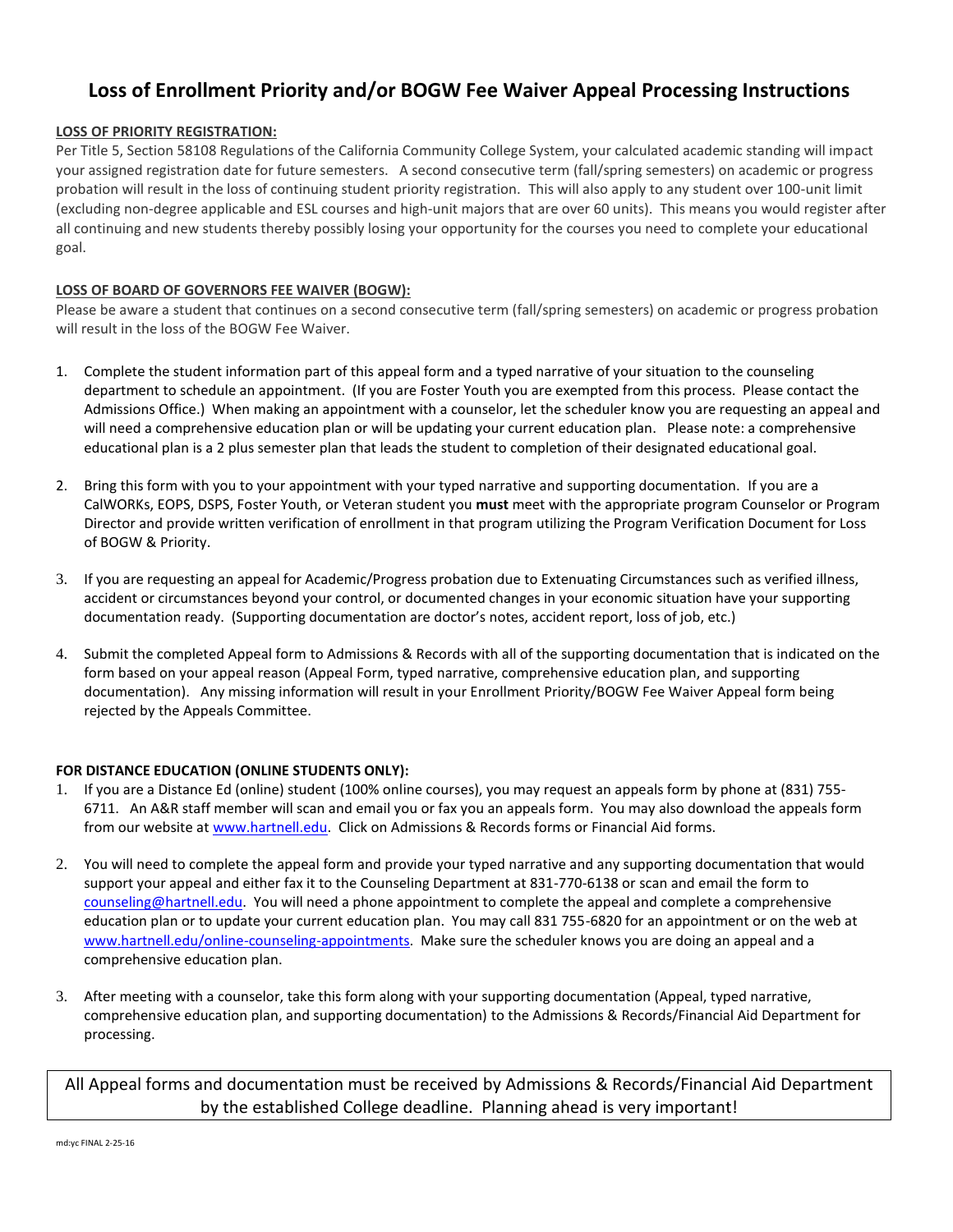# Loss of Enrollment Priority and/or BOGW Fee Waiver Appeal Processing Instructions

**LOSS OF PRIORITY REGISTRATION:**

Per Title 5, Section 58108 Regulations of the California Community College System, your calculated academic standing will impact your assigned registration date for future semesters. A second consecutive term (fall/spring semesters) on academic or progress probation will result in the loss of continuing student priority registration. This will also apply to any student over 100-unit limit (excluding non-degree applicable and ESL courses and high-unit majors that are over 60 units). This means you would register after all continuing and new students thereby possibly losing your opportunity for the courses you need to complete your educational goal.

**LOSS OF BOARD OF GOVERNORS FEE WAIVER (BOGW):**

Please be aware a student that continues on a second consecutive term (fall/spring semesters) on academic or progress probation will result in the loss of the BOGW Fee Waiver.

1. Complete the student information part of this appeal form and a typed narrative of your situation to the counseling department to schedule an appointment. (If you are Foster Youth you are exempted from this process. Please contact the Admissions Office.) When making an appointment with a counselor, let the scheduler know you are requesting an appeal and will need a comprehensive education plan or will be updating your current education plan. Please note: a comprehensive educational plan is a 2 plus semester plan that leads the student to completion of their designated educational goal.

2. Bring this form with you to your appointment with your typed narrative and supporting documentation. If you are a CalWORKs, EOPS, DSPS, Foster Youth, or Veteran student you **must** meet with the appropriate program Counselor or Program Director and provide written verification of enrollment in that program utilizing the Program Verification Document for Loss of BOGW & Priority.

3. If you are requesting an appeal for Academic/Progress probation due to Extenuating Circumstances such as verified illness, accident or circumstances beyond your control, or documented changes in your economic situation have your supporting documentation ready. (Supporting documentation are doctor's notes, accident report, loss of job, etc.)

4. Submit the completed Appeal form to Admissions & Records with all of the supporting documentation that is indicated on the form based on your appeal reason (Appeal Form, typed narrative, comprehensive education plan, and supporting documentation). Any missing information will result in your Enrollment Priority/BOGW Fee Waiver Appeal form being rejected by the Appeals Committee.

**FOR DISTANCE EDUCATION (ONLINE STUDENTS ONLY):**

1. If you are a Distance Ed (online) student (100% online courses), you may request an appeals form by phone at (831) 755-6711. An A&R staff member will scan and email you or fax you an appeals form. You may also download the appeals form from our website at www.hartnell.edu. Click on Admissions & Records forms or Financial Aid forms.

2. You will need to complete the appeal form and provide your typed narrative and any supporting documentation that would support your appeal and either fax it to the Counseling Department at 831-770-6138 or scan and email the form to counseling@hartnell.edu. You will need a phone appointment to complete the appeal and complete a comprehensive education plan or to update your current education plan. You may call 831 755-6820 for an appointment or on the web at www.hartnell.edu/online-counseling-appointments. Make sure the scheduler knows you are doing an appeal and a comprehensive education plan.

3. After meeting with a counselor, take this form along with your supporting documentation (Appeal, typed narrative, comprehensive education plan, and supporting documentation) to the Admissions & Records/Financial Aid Department for processing.

All Appeal forms and documentation must be received by Admissions & Records/Financial Aid Department by the established College deadline. Planning ahead is very important!

md:yc FINAL 2-25-16